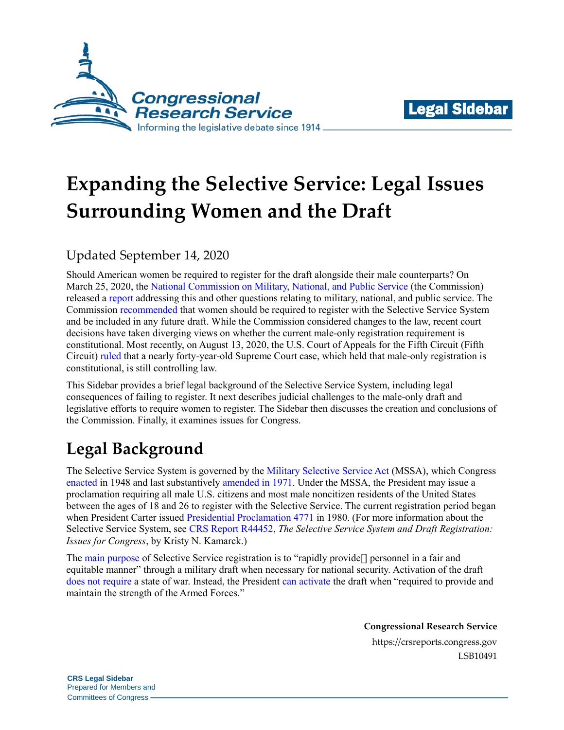# Expanding the Selective Service: Legal Issues Surrounding Women and the Draft

Updated September 14, 2020

Should American women be required to register for the draft alongside their male counterparts? On March 25, 2020, the National Commission on Military, National, and Public Service (the Commission) released a report addressing this and other questions relating to military, national, and public service. The Commission recommended that women should be required to register with the Selective Service System and be included in any future draft. While the Commission considered changes to the law, recent court decisions have taken diverging views on whether the current male-only registration requirement is constitutional. Most recently, on August 13, 2020, the U.S. Court of Appeals for the Fifth Circuit (Fifth Circuit) ruled that a nearly forty-year-old Supreme Court case, which held that male-only registration is constitutional, is still controlling law.

This Sidebar provides a brief legal background of the Selective Service System, including legal consequences of failing to register. It next describes judicial challenges to the male-only draft and legislative efforts to require women to register. The Sidebar then discusses the creation and conclusions of the Commission. Finally, it examines issues for Congress.

## Legal Background

The Selective Service System is governed by the Military Selective Service Act (MSSA), which Congress enacted in 1948 and last substantively amended in 1971. Under the MSSA, the President may issue a proclamation requiring all male U.S. citizens and most male noncitizen residents of the United States between the ages of 18 and 26 to register with the Selective Service. The current registration period began when President Carter issued Presidential Proclamation 4771 in 1980. (For more information about the Selective Service System, see CRS Report R44452, *The Selective Service System and Draft Registration: Issues for Congress*, by Kristy N. Kamarck.)

The main purpose of Selective Service registration is to "rapidly provide[] personnel in a fair and equitable manner" through a military draft when necessary for national security. Activation of the draft does not require a state of war. Instead, the President can activate the draft when "required to provide and maintain the strength of the Armed Forces."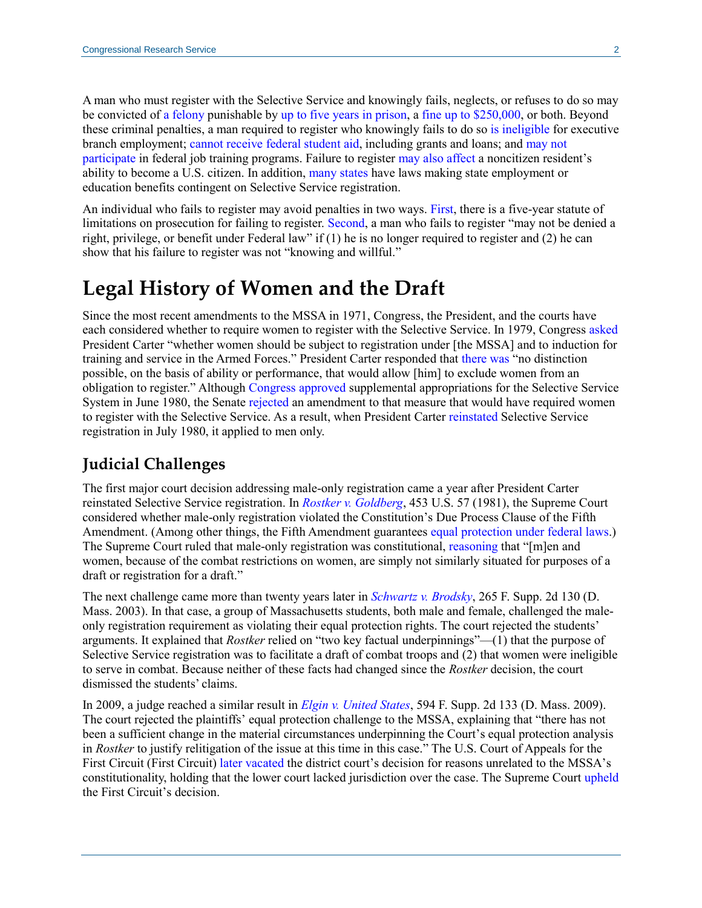A man who must register with the Selective Service and knowingly fails, neglects, or refuses to do so may be convicted of a felony punishable by up to five years in prison, a fine up to $250,000, or both. Beyond these criminal penalties, a man required to register who knowingly fails to do so is ineligible for executive branch employment; cannot receive federal student aid, including grants and loans; and may not participate in federal job training programs. Failure to register may also affect a noncitizen resident's ability to become a U.S. citizen. In addition, many states have laws making state employment or education benefits contingent on Selective Service registration.

An individual who fails to register may avoid penalties in two ways. First, there is a five-year statute of limitations on prosecution for failing to register. Second, a man who fails to register "may not be denied a right, privilege, or benefit under Federal law" if (1) he is no longer required to register and (2) he can show that his failure to register was not "knowing and willful."

# Legal History of Women and the Draft

Since the most recent amendments to the MSSA in 1971, Congress, the President, and the courts have each considered whether to require women to register with the Selective Service. In 1979, Congress asked President Carter "whether women should be subject to registration under [the MSSA] and to induction for training and service in the Armed Forces." President Carter responded that there was "no distinction possible, on the basis of ability or performance, that would allow [him] to exclude women from an obligation to register." Although Congress approved supplemental appropriations for the Selective Service System in June 1980, the Senate rejected an amendment to that measure that would have required women to register with the Selective Service. As a result, when President Carter reinstated Selective Service registration in July 1980, it applied to men only.

## Judicial Challenges

The first major court decision addressing male-only registration came a year after President Carter reinstated Selective Service registration. In *Rostker v. Goldberg*, 453 U.S. 57 (1981), the Supreme Court considered whether male-only registration violated the Constitution's Due Process Clause of the Fifth Amendment. (Among other things, the Fifth Amendment guarantees equal protection under federal laws.) The Supreme Court ruled that male-only registration was constitutional, reasoning that "[m]en and women, because of the combat restrictions on women, are simply not similarly situated for purposes of a draft or registration for a draft."

The next challenge came more than twenty years later in *Schwartz v. Brodsky*, 265 F. Supp. 2d 130 (D. Mass. 2003). In that case, a group of Massachusetts students, both male and female, challenged the male-only registration requirement as violating their equal protection rights. The court rejected the students' arguments. It explained that *Rostker* relied on "two key factual underpinnings"—(1) that the purpose of Selective Service registration was to facilitate a draft of combat troops and (2) that women were ineligible to serve in combat. Because neither of these facts had changed since the *Rostker* decision, the court dismissed the students' claims.

In 2009, a judge reached a similar result in *Elgin v. United States*, 594 F. Supp. 2d 133 (D. Mass. 2009). The court rejected the plaintiffs' equal protection challenge to the MSSA, explaining that "there has not been a sufficient change in the material circumstances underpinning the Court's equal protection analysis in *Rostker* to justify relitigation of the issue at this time in this case." The U.S. Court of Appeals for the First Circuit (First Circuit) later vacated the district court's decision for reasons unrelated to the MSSA's constitutionality, holding that the lower court lacked jurisdiction over the case. The Supreme Court upheld the First Circuit's decision.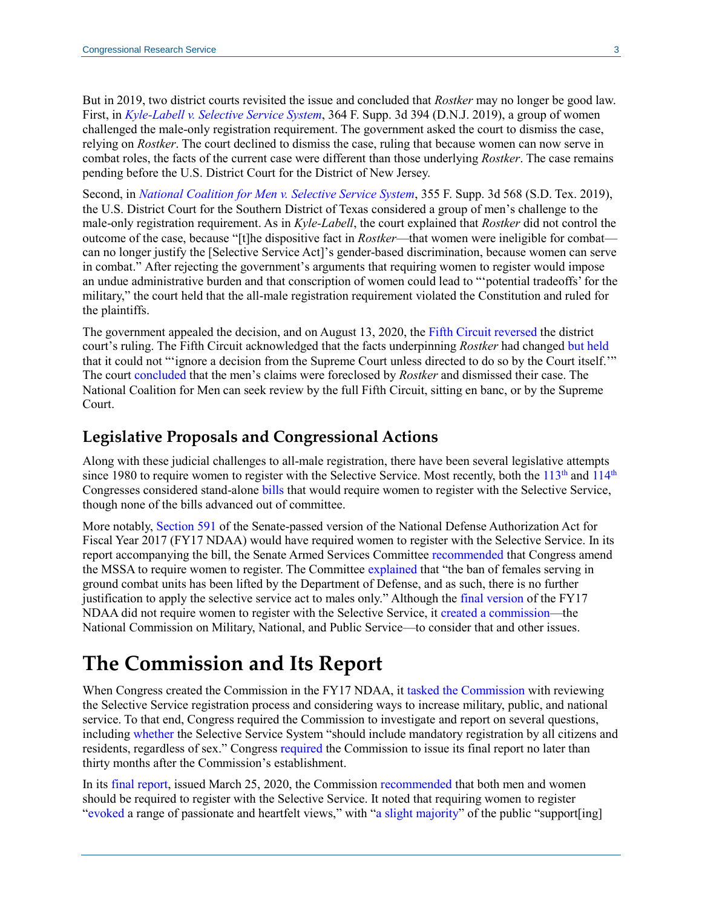But in 2019, two district courts revisited the issue and concluded that *Rostker* may no longer be good law. First, in *Kyle-Labell v. Selective Service System*, 364 F. Supp. 3d 394 (D.N.J. 2019), a group of women challenged the male-only registration requirement. The government asked the court to dismiss the case, relying on *Rostker*. The court declined to dismiss the case, ruling that because women can now serve in combat roles, the facts of the current case were different than those underlying *Rostker*. The case remains pending before the U.S. District Court for the District of New Jersey.

Second, in *National Coalition for Men v. Selective Service System*, 355 F. Supp. 3d 568 (S.D. Tex. 2019), the U.S. District Court for the Southern District of Texas considered a group of men's challenge to the male-only registration requirement. As in *Kyle-Labell*, the court explained that *Rostker* did not control the outcome of the case, because "[t]he dispositive fact in *Rostker*—that women were ineligible for combat—can no longer justify the [Selective Service Act]'s gender-based discrimination, because women can serve in combat." After rejecting the government's arguments that requiring women to register would impose an undue administrative burden and that conscription of women could lead to "'potential tradeoffs' for the military," the court held that the all-male registration requirement violated the Constitution and ruled for the plaintiffs.

The government appealed the decision, and on August 13, 2020, the Fifth Circuit reversed the district court's ruling. The Fifth Circuit acknowledged that the facts underpinning *Rostker* had changed but held that it could not "'ignore a decision from the Supreme Court unless directed to do so by the Court itself.'" The court concluded that the men's claims were foreclosed by *Rostker* and dismissed their case. The National Coalition for Men can seek review by the full Fifth Circuit, sitting en banc, or by the Supreme Court.

## Legislative Proposals and Congressional Actions

Along with these judicial challenges to all-male registration, there have been several legislative attempts since 1980 to require women to register with the Selective Service. Most recently, both the 113th and 114th Congresses considered stand-alone bills that would require women to register with the Selective Service, though none of the bills advanced out of committee.

More notably, Section 591 of the Senate-passed version of the National Defense Authorization Act for Fiscal Year 2017 (FY17 NDAA) would have required women to register with the Selective Service. In its report accompanying the bill, the Senate Armed Services Committee recommended that Congress amend the MSSA to require women to register. The Committee explained that "the ban of females serving in ground combat units has been lifted by the Department of Defense, and as such, there is no further justification to apply the selective service act to males only." Although the final version of the FY17 NDAA did not require women to register with the Selective Service, it created a commission—the National Commission on Military, National, and Public Service—to consider that and other issues.

# The Commission and Its Report

When Congress created the Commission in the FY17 NDAA, it tasked the Commission with reviewing the Selective Service registration process and considering ways to increase military, public, and national service. To that end, Congress required the Commission to investigate and report on several questions, including whether the Selective Service System "should include mandatory registration by all citizens and residents, regardless of sex." Congress required the Commission to issue its final report no later than thirty months after the Commission's establishment.

In its final report, issued March 25, 2020, the Commission recommended that both men and women should be required to register with the Selective Service. It noted that requiring women to register "evoked a range of passionate and heartfelt views," with "a slight majority" of the public "support[ing]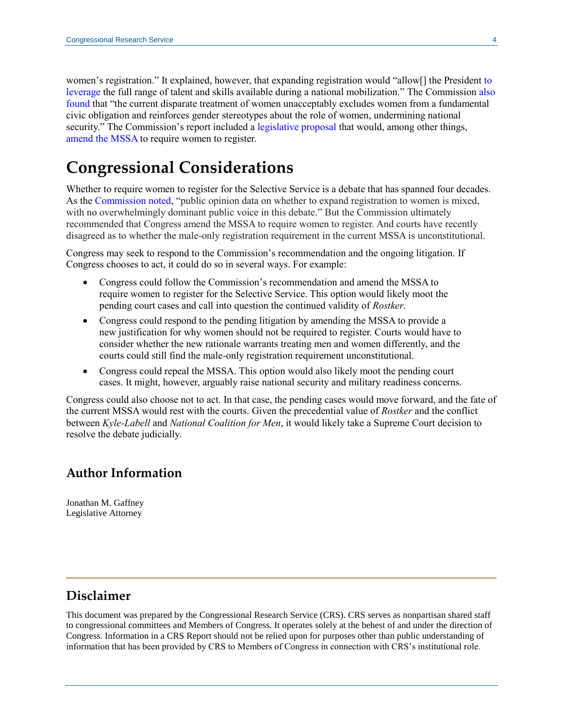women's registration." It explained, however, that expanding registration would "allow[] the President to leverage the full range of talent and skills available during a national mobilization." The Commission also found that "the current disparate treatment of women unacceptably excludes women from a fundamental civic obligation and reinforces gender stereotypes about the role of women, undermining national security." The Commission's report included a legislative proposal that would, among other things, amend the MSSA to require women to register.

# Congressional Considerations

Whether to require women to register for the Selective Service is a debate that has spanned four decades. As the Commission noted, "public opinion data on whether to expand registration to women is mixed, with no overwhelmingly dominant public voice in this debate." But the Commission ultimately recommended that Congress amend the MSSA to require women to register. And courts have recently disagreed as to whether the male-only registration requirement in the current MSSA is unconstitutional.

Congress may seek to respond to the Commission's recommendation and the ongoing litigation. If Congress chooses to act, it could do so in several ways. For example:

- Congress could follow the Commission's recommendation and amend the MSSA to require women to register for the Selective Service. This option would likely moot the pending court cases and call into question the continued validity of *Rostker*.
- Congress could respond to the pending litigation by amending the MSSA to provide a new justification for why women should not be required to register. Courts would have to consider whether the new rationale warrants treating men and women differently, and the courts could still find the male-only registration requirement unconstitutional.
- Congress could repeal the MSSA. This option would also likely moot the pending court cases. It might, however, arguably raise national security and military readiness concerns.

Congress could also choose not to act. In that case, the pending cases would move forward, and the fate of the current MSSA would rest with the courts. Given the precedential value of *Rostker* and the conflict between *Kyle-Labell* and *National Coalition for Men*, it would likely take a Supreme Court decision to resolve the debate judicially.

## Author Information

Jonathan M. Gaffney
Legislative Attorney

## Disclaimer

This document was prepared by the Congressional Research Service (CRS). CRS serves as nonpartisan shared staff to congressional committees and Members of Congress. It operates solely at the behest of and under the direction of Congress. Information in a CRS Report should not be relied upon for purposes other than public understanding of information that has been provided by CRS to Members of Congress in connection with CRS's institutional role.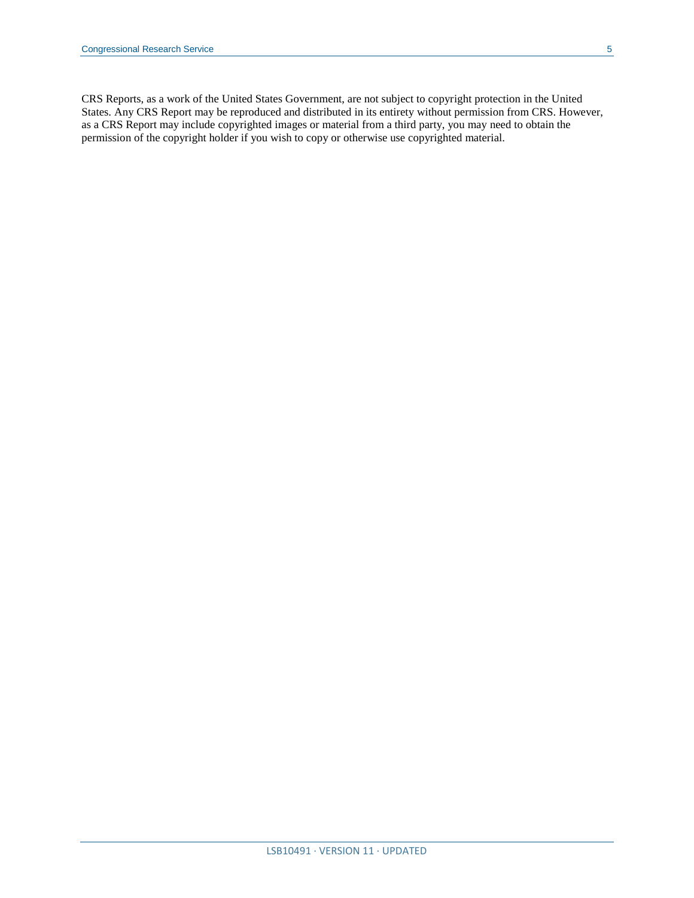CRS Reports, as a work of the United States Government, are not subject to copyright protection in the United States. Any CRS Report may be reproduced and distributed in its entirety without permission from CRS. However, as a CRS Report may include copyrighted images or material from a third party, you may need to obtain the permission of the copyright holder if you wish to copy or otherwise use copyrighted material.